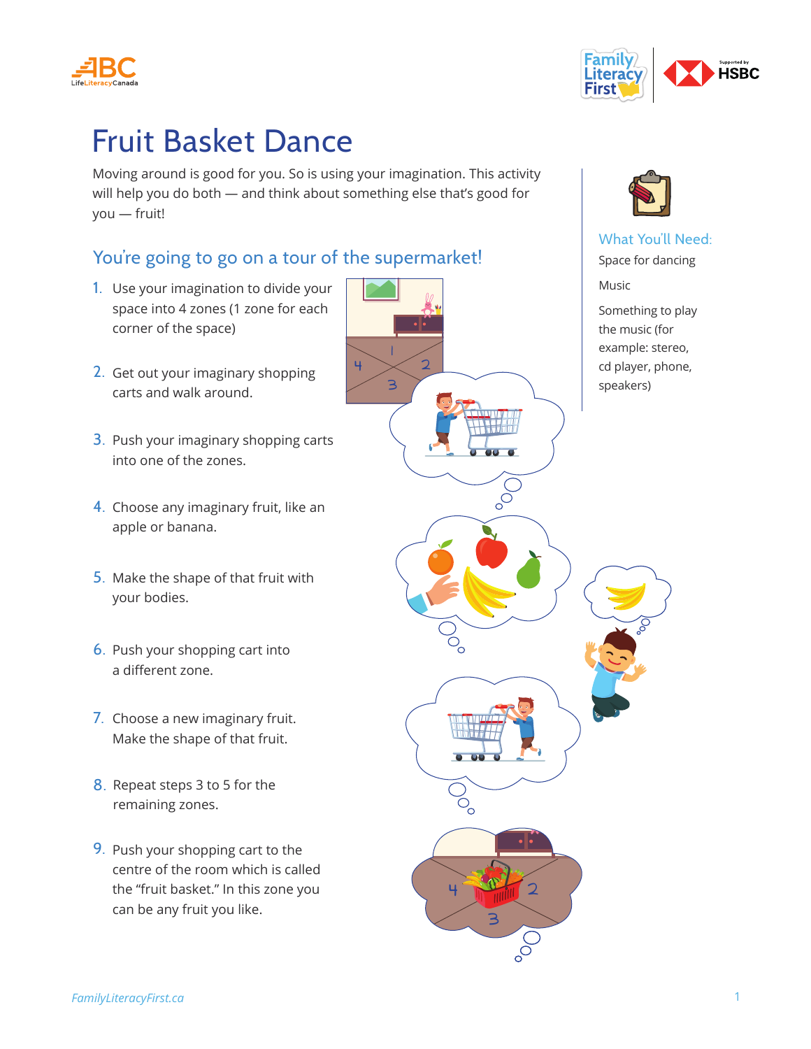# Fruit Basket Dance

Moving around is good for you. So is using your imagination. This activity will help you do both — and think about something else that's good for you — fruit!

## You're going to go on a tour of the supermarket!

1. Use your imagination to divide your space into 4 zones (1 zone for each corner of the space)
2. Get out your imaginary shopping carts and walk around.
3. Push your imaginary shopping carts into one of the zones.
4. Choose any imaginary fruit, like an apple or banana.
5. Make the shape of that fruit with your bodies.
6. Push your shopping cart into a different zone.
7. Choose a new imaginary fruit. Make the shape of that fruit.
8. Repeat steps 3 to 5 for the remaining zones.
9. Push your shopping cart to the centre of the room which is called the "fruit basket." In this zone you can be any fruit you like.

### What You'll Need:

Space for dancing

Music

Something to play the music (for example: stereo, cd player, phone, speakers)

*FamilyLiteracyFirst.ca*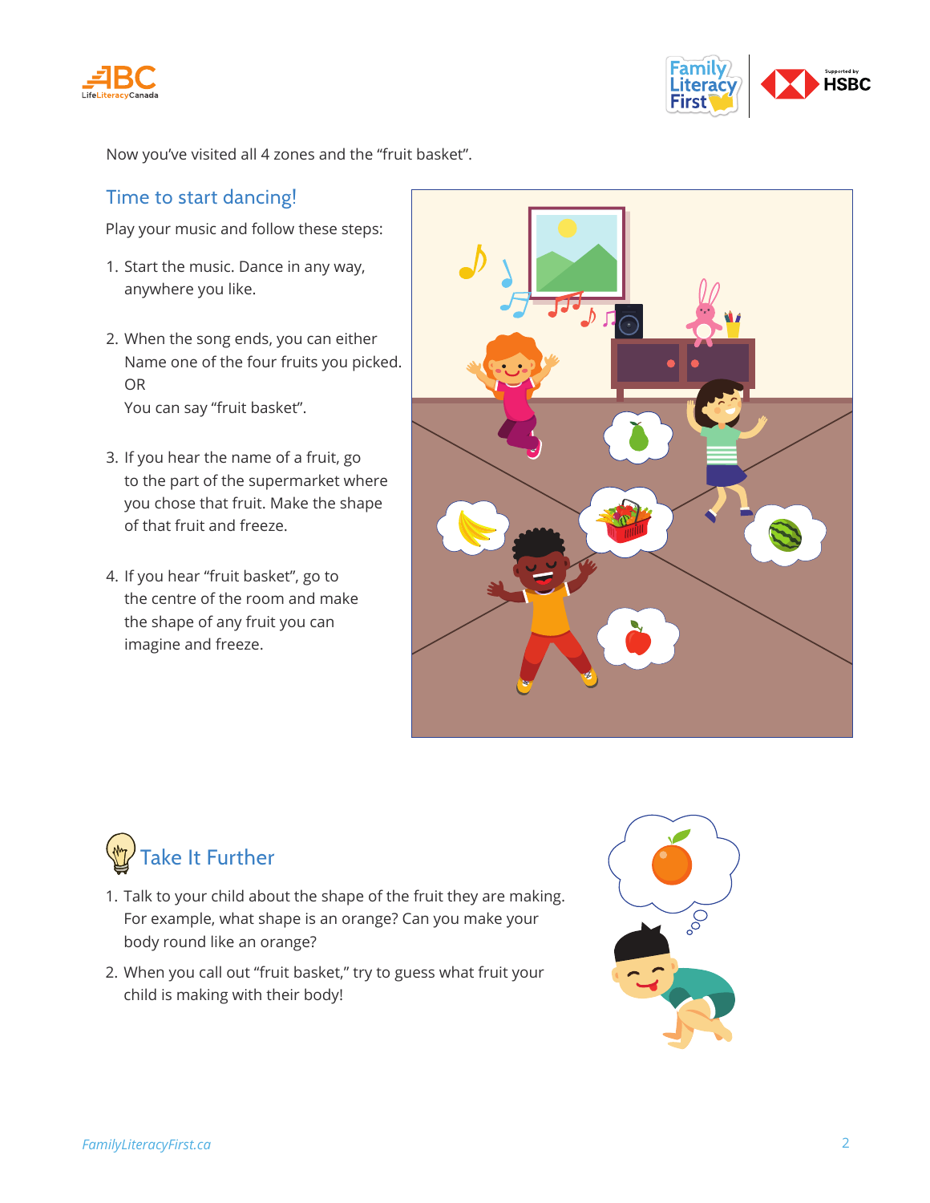Now you've visited all 4 zones and the "fruit basket".

## Time to start dancing!

Play your music and follow these steps:

1. Start the music. Dance in any way, anywhere you like.

2. When the song ends, you can either Name one of the four fruits you picked.
   OR
   You can say "fruit basket".

3. If you hear the name of a fruit, go to the part of the supermarket where you chose that fruit. Make the shape of that fruit and freeze.

4. If you hear "fruit basket", go to the centre of the room and make the shape of any fruit you can imagine and freeze.

## Take It Further

1. Talk to your child about the shape of the fruit they are making. For example, what shape is an orange? Can you make your body round like an orange?
2. When you call out "fruit basket," try to guess what fruit your child is making with their body!